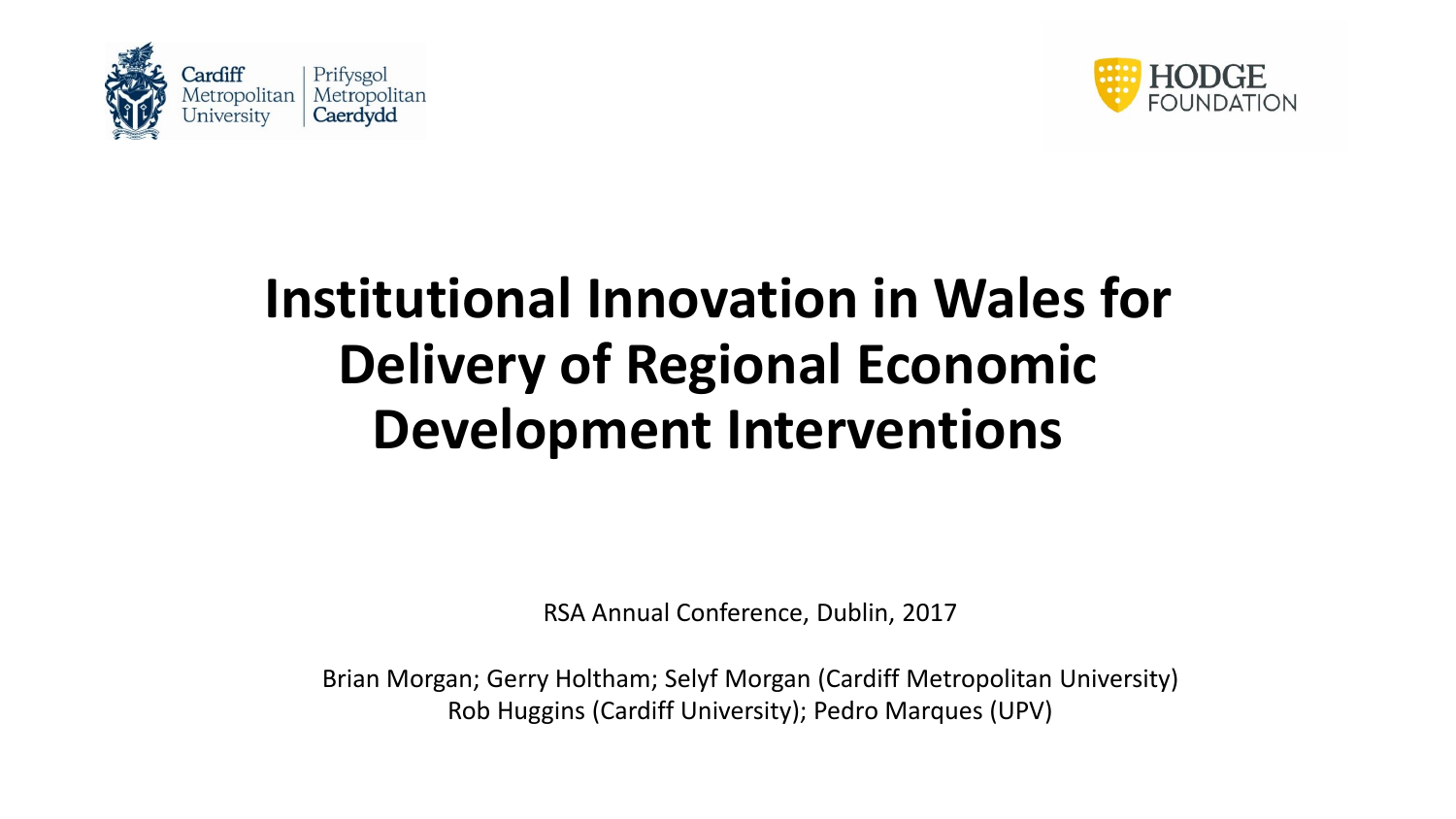Cardiff Metropolitan University | Prifysgol Metropolitan Caerdydd

HODGE FOUNDATION

# Institutional Innovation in Wales for Delivery of Regional Economic Development Interventions

RSA Annual Conference, Dublin, 2017

Brian Morgan; Gerry Holtham; Selyf Morgan (Cardiff Metropolitan University)
Rob Huggins (Cardiff University); Pedro Marques (UPV)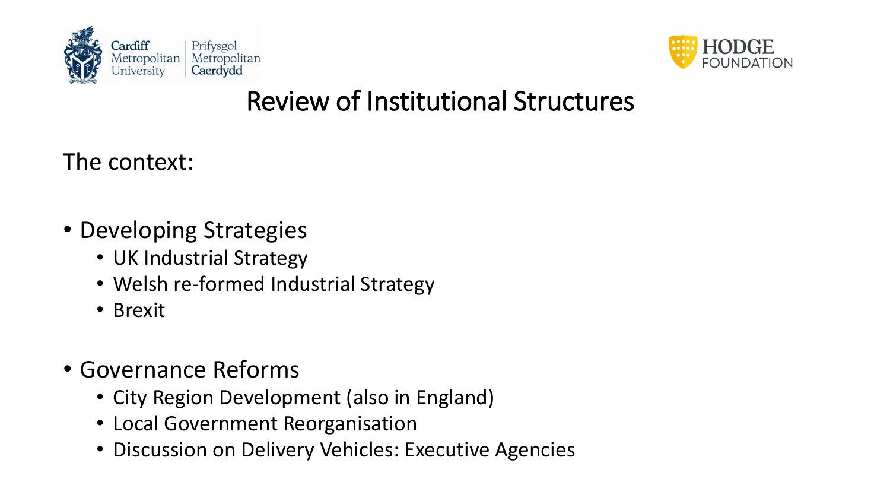# Review of Institutional Structures

The context:

- Developing Strategies
  - UK Industrial Strategy
  - Welsh re-formed Industrial Strategy
  - Brexit
- Governance Reforms
  - City Region Development (also in England)
  - Local Government Reorganisation
  - Discussion on Delivery Vehicles: Executive Agencies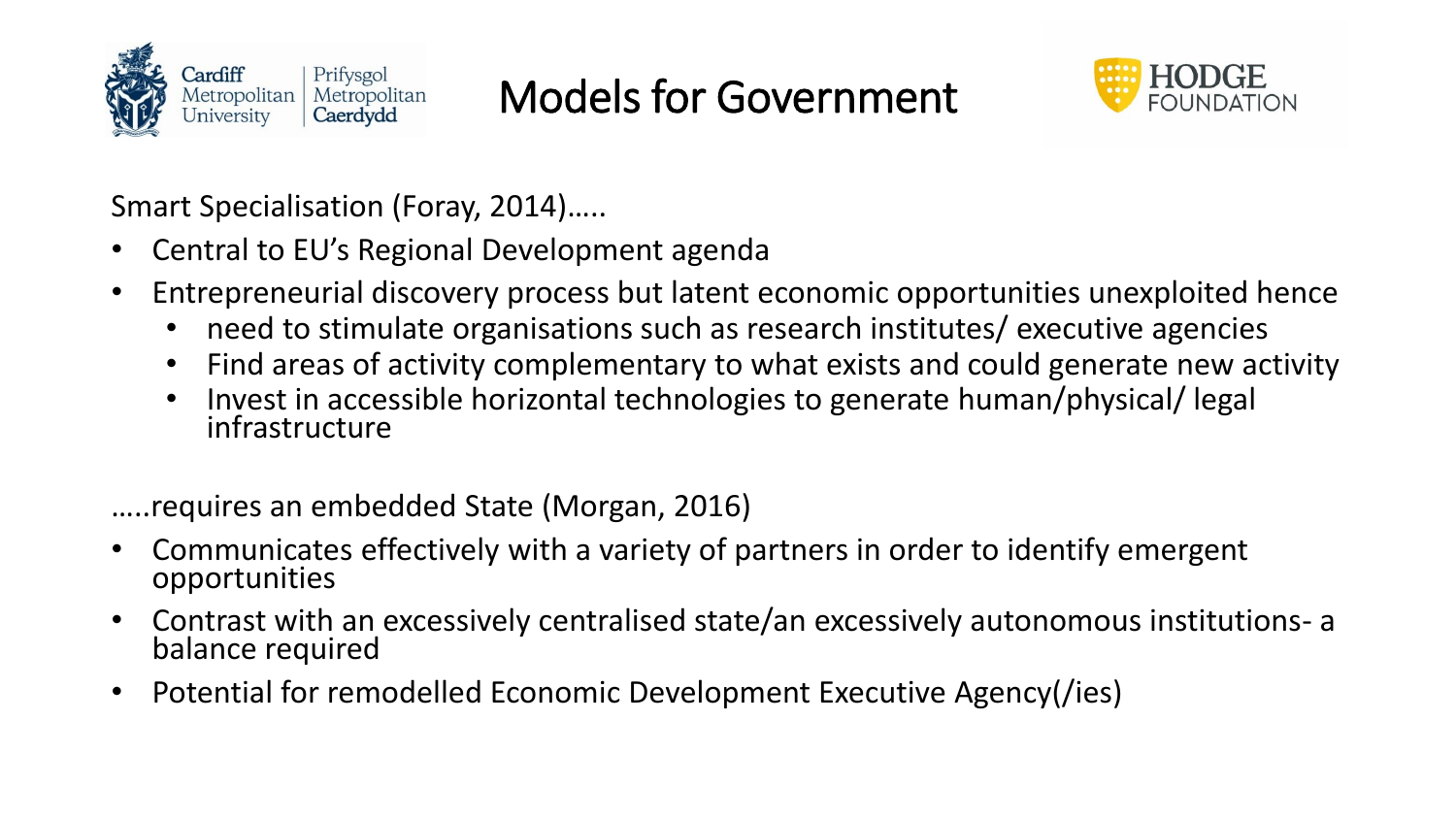# Models for Government

Smart Specialisation (Foray, 2014)…..

- Central to EU's Regional Development agenda
- Entrepreneurial discovery process but latent economic opportunities unexploited hence
  - need to stimulate organisations such as research institutes/ executive agencies
  - Find areas of activity complementary to what exists and could generate new activity
  - Invest in accessible horizontal technologies to generate human/physical/ legal infrastructure

…..requires an embedded State (Morgan, 2016)

- Communicates effectively with a variety of partners in order to identify emergent opportunities
- Contrast with an excessively centralised state/an excessively autonomous institutions- a balance required
- Potential for remodelled Economic Development Executive Agency(/ies)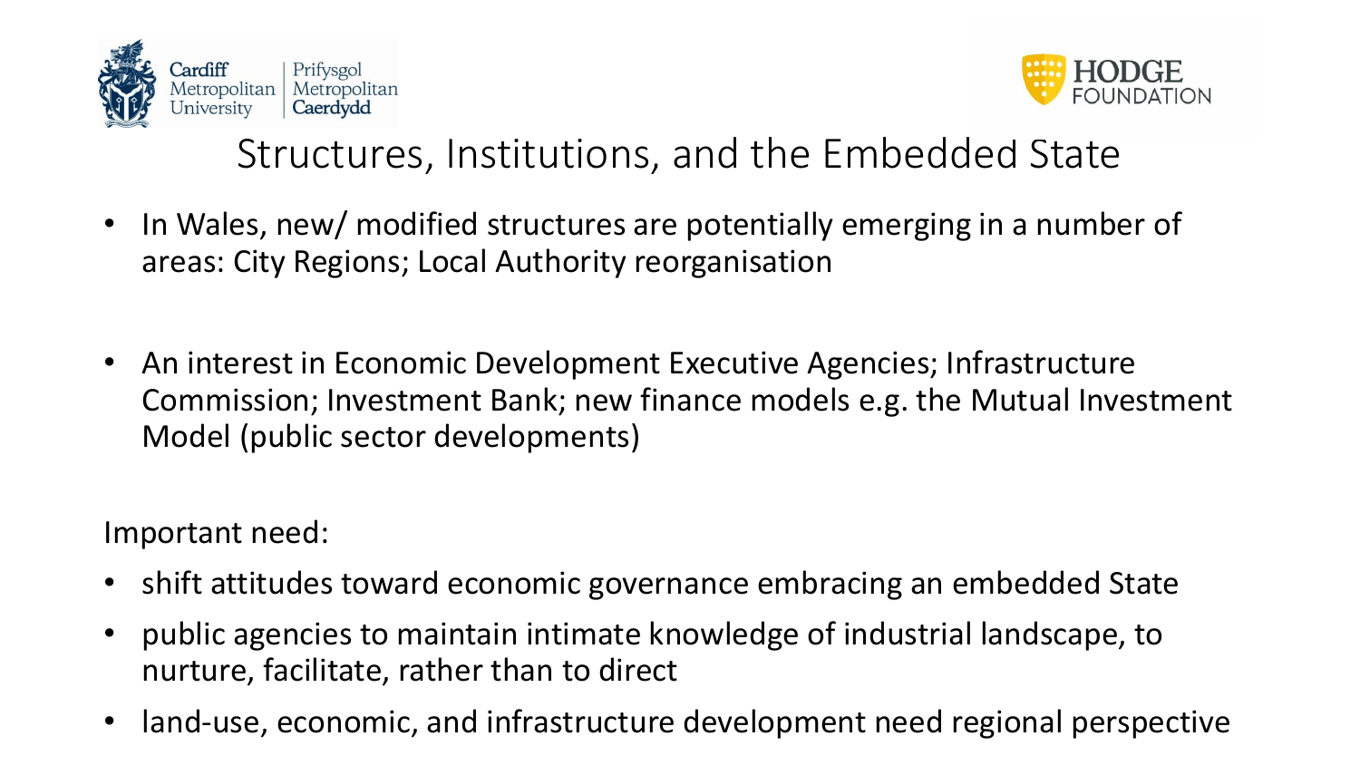# Structures, Institutions, and the Embedded State

- In Wales, new/ modified structures are potentially emerging in a number of areas: City Regions; Local Authority reorganisation

- An interest in Economic Development Executive Agencies; Infrastructure Commission; Investment Bank; new finance models e.g. the Mutual Investment Model (public sector developments)

Important need:

- shift attitudes toward economic governance embracing an embedded State
- public agencies to maintain intimate knowledge of industrial landscape, to nurture, facilitate, rather than to direct
- land-use, economic, and infrastructure development need regional perspective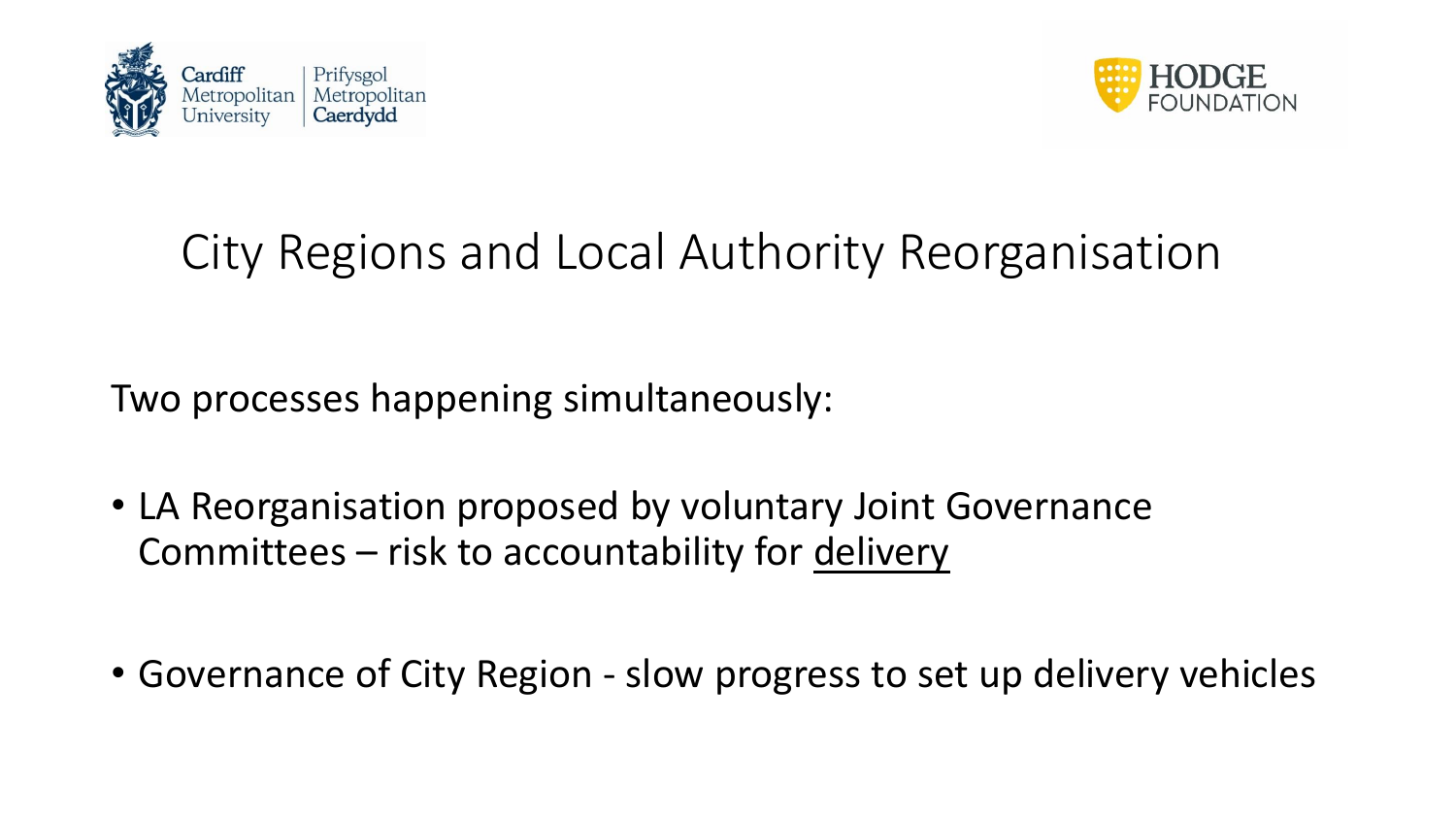# City Regions and Local Authority Reorganisation

Two processes happening simultaneously:

- LA Reorganisation proposed by voluntary Joint Governance Committees – risk to accountability for delivery
- Governance of City Region - slow progress to set up delivery vehicles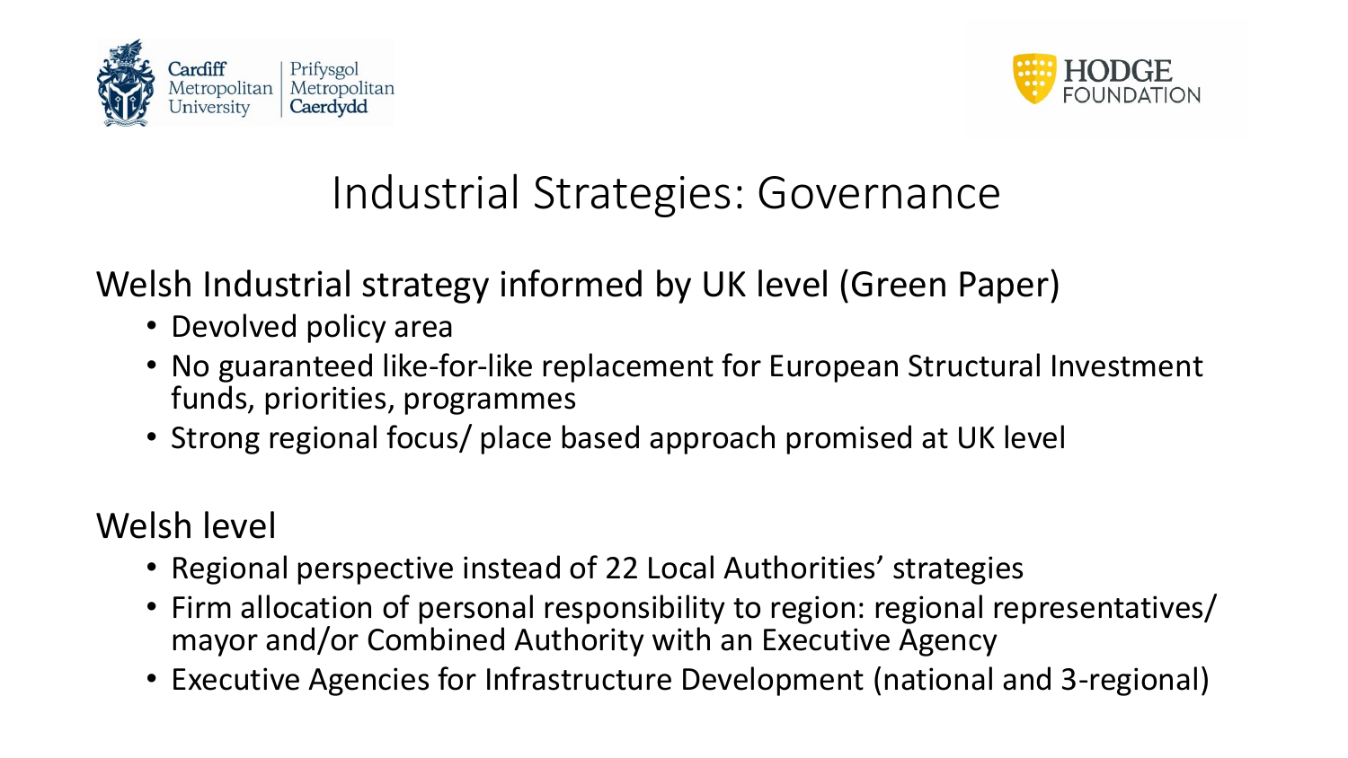# Industrial Strategies: Governance

Welsh Industrial strategy informed by UK level (Green Paper)

- Devolved policy area
- No guaranteed like-for-like replacement for European Structural Investment funds, priorities, programmes
- Strong regional focus/ place based approach promised at UK level

Welsh level

- Regional perspective instead of 22 Local Authorities' strategies
- Firm allocation of personal responsibility to region: regional representatives/ mayor and/or Combined Authority with an Executive Agency
- Executive Agencies for Infrastructure Development (national and 3-regional)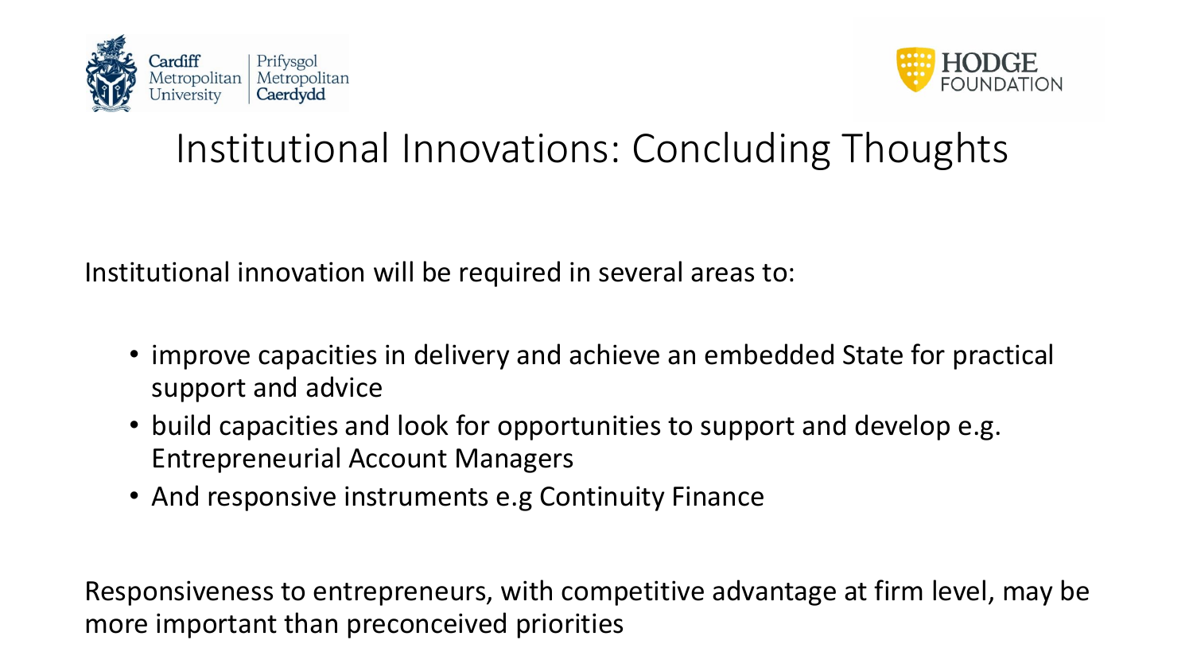# Institutional Innovations: Concluding Thoughts

Institutional innovation will be required in several areas to:

- improve capacities in delivery and achieve an embedded State for practical support and advice
- build capacities and look for opportunities to support and develop e.g. Entrepreneurial Account Managers
- And responsive instruments e.g Continuity Finance

Responsiveness to entrepreneurs, with competitive advantage at firm level, may be more important than preconceived priorities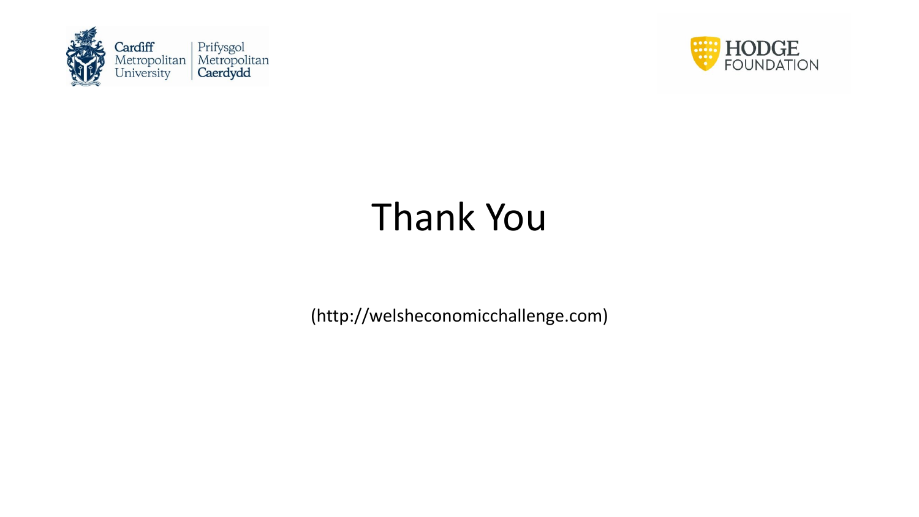Cardiff Metropolitan University | Prifysgol Metropolitan Caerdydd

HODGE FOUNDATION

# Thank You

(http://welsheconomicchallenge.com)